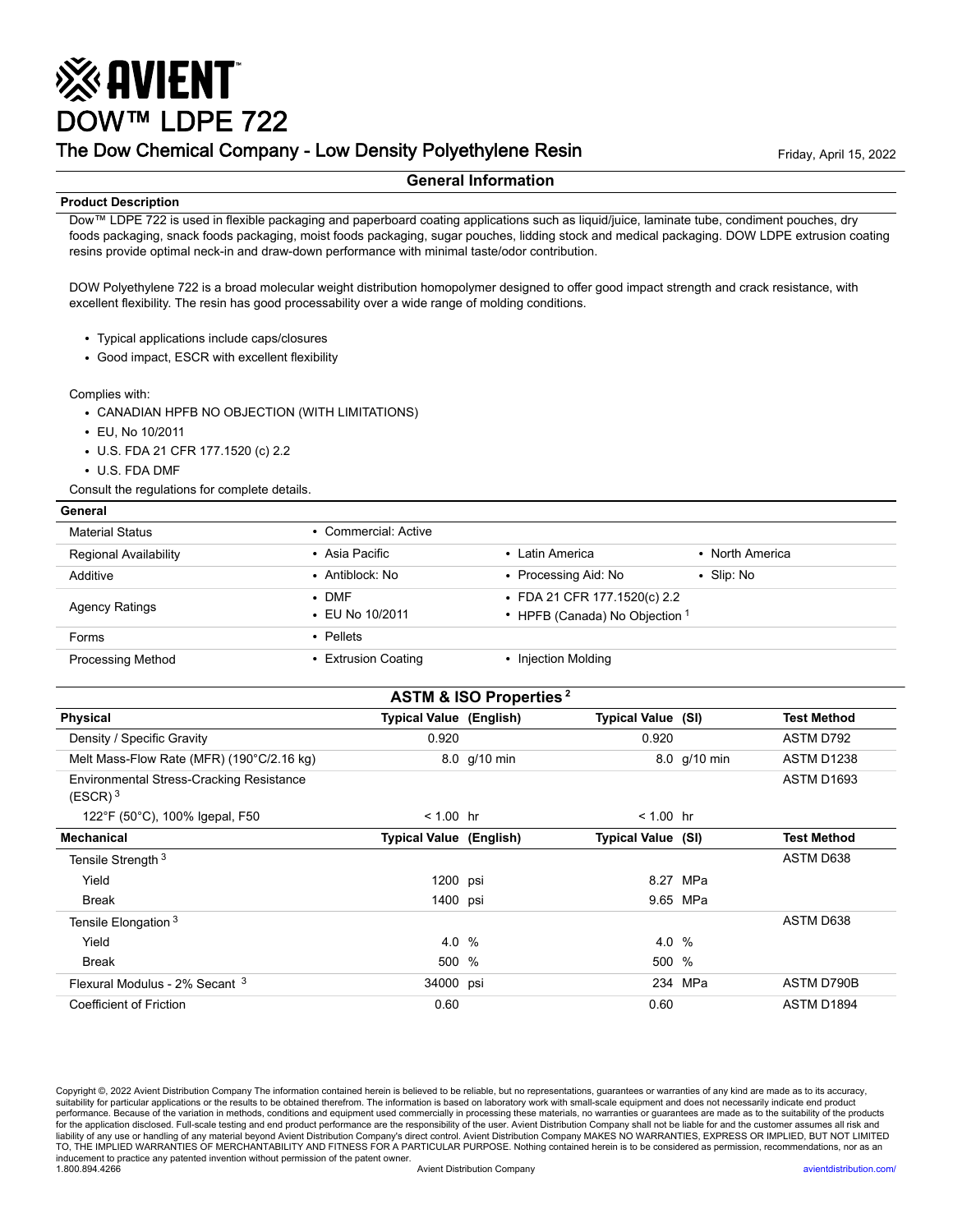# AVIENT

# DOW™ LDPE 722

## The Dow Chemical Company - Low Density Polyethylene Resin

Friday, April 15, 2022

## General Information

### Product Description

Dow™ LDPE 722 is used in flexible packaging and paperboard coating applications such as liquid/juice, laminate tube, condiment pouches, dry foods packaging, snack foods packaging, moist foods packaging, sugar pouches, lidding stock and medical packaging. DOW LDPE extrusion coating resins provide optimal neck-in and draw-down performance with minimal taste/odor contribution.

DOW Polyethylene 722 is a broad molecular weight distribution homopolymer designed to offer good impact strength and crack resistance, with excellent flexibility. The resin has good processability over a wide range of molding conditions.

- Typical applications include caps/closures
- Good impact, ESCR with excellent flexibility

Complies with:
- CANADIAN HPFB NO OBJECTION (WITH LIMITATIONS)
- EU, No 10/2011
- U.S. FDA 21 CFR 177.1520 (c) 2.2
- U.S. FDA DMF

Consult the regulations for complete details.

### General

| General | | | |
|---|---|---|---|
| Material Status | • Commercial: Active | | |
| Regional Availability | • Asia Pacific | • Latin America | • North America |
| Additive | • Antiblock: No | • Processing Aid: No | • Slip: No |
| Agency Ratings | • DMF<br>• EU No 10/2011 | • FDA 21 CFR 177.1520(c) 2.2<br>• HPFB (Canada) No Objection [1] | |
| Forms | • Pellets | | |
| Processing Method | • Extrusion Coating | • Injection Molding | |

## ASTM & ISO Properties [2]

| Physical | Typical Value (English) | | Typical Value (SI) | | Test Method |
|---|---|---|---|---|---|
| Density / Specific Gravity | 0.920 | | 0.920 | | ASTM D792 |
| Melt Mass-Flow Rate (MFR) (190°C/2.16 kg) | 8.0 | g/10 min | 8.0 | g/10 min | ASTM D1238 |
| Environmental Stress-Cracking Resistance (ESCR) [3] | | | | | ASTM D1693 |
| 122°F (50°C), 100% Igepal, F50 | < 1.00 | hr | < 1.00 | hr | |
| **Mechanical** | **Typical Value** | **(English)** | **Typical Value** | **(SI)** | **Test Method** |
| Tensile Strength [3] | | | | | ASTM D638 |
| Yield | 1200 | psi | 8.27 | MPa | |
| Break | 1400 | psi | 9.65 | MPa | |
| Tensile Elongation [3] | | | | | ASTM D638 |
| Yield | 4.0 | % | 4.0 | % | |
| Break | 500 | % | 500 | % | |
| Flexural Modulus - 2% Secant [3] | 34000 | psi | 234 | MPa | ASTM D790B |
| Coefficient of Friction | 0.60 | | 0.60 | | ASTM D1894 |

Copyright ©, 2022 Avient Distribution Company The information contained herein is believed to be reliable, but no representations, guarantees or warranties of any kind are made as to its accuracy, suitability for particular applications or the results to be obtained therefrom. The information is based on laboratory work with small-scale equipment and does not necessarily indicate end product performance. Because of the variation in methods, conditions and equipment used commercially in processing these materials, no warranties or guarantees are made as to the suitability of the products for the application disclosed. Full-scale testing and end product performance are the responsibility of the user. Avient Distribution Company shall not be liable for and the customer assumes all risk and liability of any use or handling of any material beyond Avient Distribution Company's direct control. Avient Distribution Company MAKES NO WARRANTIES, EXPRESS OR IMPLIED, BUT NOT LIMITED TO, THE IMPLIED WARRANTIES OF MERCHANTABILITY AND FITNESS FOR A PARTICULAR PURPOSE. Nothing contained herein is to be considered as permission, recommendations, nor as an inducement to practice any patented invention without permission of the patent owner.

1.800.894.4266 Avient Distribution Company avientdistribution.com/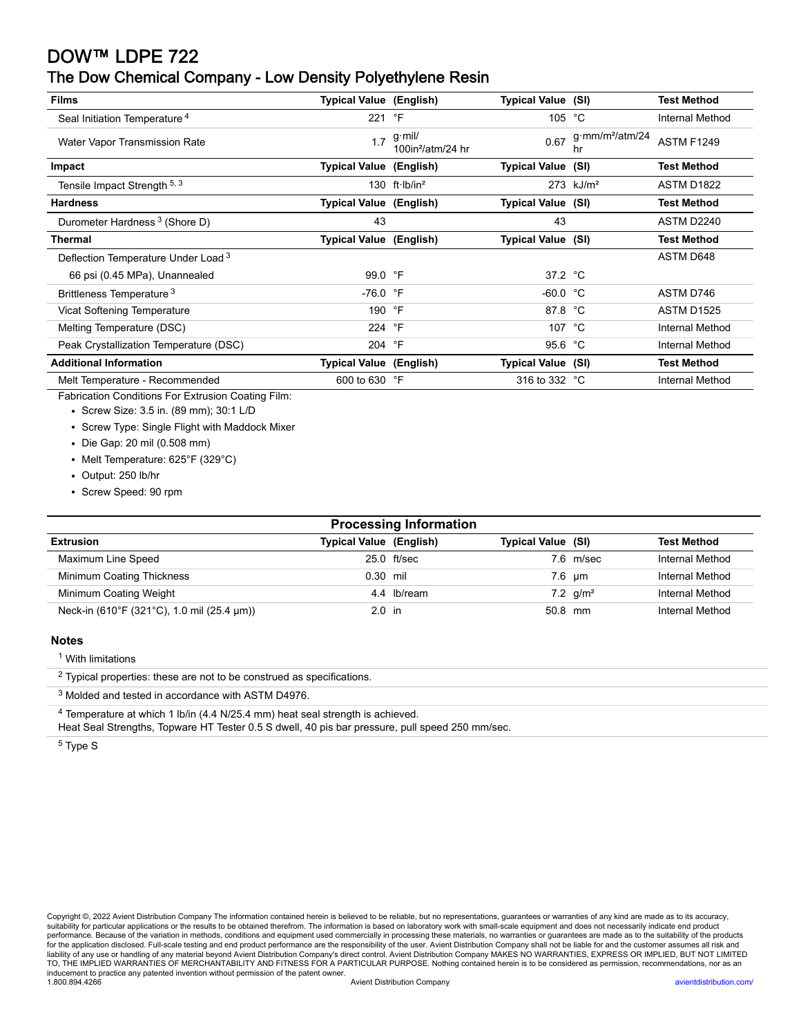# DOW™ LDPE 722

## The Dow Chemical Company - Low Density Polyethylene Resin

| Films | Typical Value (English) | | Typical Value (SI) | | Test Method |
|---|---|---|---|---|---|
| Seal Initiation Temperature [4] | 221 | °F | 105 | °C | Internal Method |
| Water Vapor Transmission Rate | 1.7 | g·mil/100in²/atm/24 hr | 0.67 | g·mm/m²/atm/24 hr | ASTM F1249 |
| **Impact** | **Typical Value (English)** | | **Typical Value (SI)** | | **Test Method** |
| Tensile Impact Strength [5, 3] | 130 | ft·lb/in² | 273 | kJ/m² | ASTM D1822 |
| **Hardness** | **Typical Value (English)** | | **Typical Value (SI)** | | **Test Method** |
| Durometer Hardness [3] (Shore D) | 43 | | 43 | | ASTM D2240 |
| **Thermal** | **Typical Value (English)** | | **Typical Value (SI)** | | **Test Method** |
| Deflection Temperature Under Load [3] | | | | | ASTM D648 |
| 66 psi (0.45 MPa), Unannealed | 99.0 | °F | 37.2 | °C | |
| Brittleness Temperature [3] | -76.0 | °F | -60.0 | °C | ASTM D746 |
| Vicat Softening Temperature | 190 | °F | 87.8 | °C | ASTM D1525 |
| Melting Temperature (DSC) | 224 | °F | 107 | °C | Internal Method |
| Peak Crystallization Temperature (DSC) | 204 | °F | 95.6 | °C | Internal Method |
| **Additional Information** | **Typical Value (English)** | | **Typical Value (SI)** | | **Test Method** |
| Melt Temperature - Recommended | 600 to 630 | °F | 316 to 332 | °C | Internal Method |

Fabrication Conditions For Extrusion Coating Film:

- Screw Size: 3.5 in. (89 mm); 30:1 L/D
- Screw Type: Single Flight with Maddock Mixer
- Die Gap: 20 mil (0.508 mm)
- Melt Temperature: 625°F (329°C)
- Output: 250 lb/hr
- Screw Speed: 90 rpm

## Processing Information

| Extrusion | Typical Value (English) | | Typical Value (SI) | | Test Method |
|---|---|---|---|---|---|
| Maximum Line Speed | 25.0 | ft/sec | 7.6 | m/sec | Internal Method |
| Minimum Coating Thickness | 0.30 | mil | 7.6 | µm | Internal Method |
| Minimum Coating Weight | 4.4 | lb/ream | 7.2 | g/m² | Internal Method |
| Neck-in (610°F (321°C), 1.0 mil (25.4 µm)) | 2.0 | in | 50.8 | mm | Internal Method |

### Notes

[1] With limitations

[2] Typical properties: these are not to be construed as specifications.

[3] Molded and tested in accordance with ASTM D4976.

[4] Temperature at which 1 lb/in (4.4 N/25.4 mm) heat seal strength is achieved.
Heat Seal Strengths, Topware HT Tester 0.5 S dwell, 40 pis bar pressure, pull speed 250 mm/sec.

[5] Type S

Copyright ©, 2022 Avient Distribution Company The information contained herein is believed to be reliable, but no representations, guarantees or warranties of any kind are made as to its accuracy, suitability for particular applications or the results to be obtained therefrom. The information is based on laboratory work with small-scale equipment and does not necessarily indicate end product performance. Because of the variation in methods, conditions and equipment used commercially in processing these materials, no warranties or guarantees are made as to the suitability of the products for the application disclosed. Full-scale testing and end product performance are the responsibility of the user. Avient Distribution Company shall not be liable for and the customer assumes all risk and liability of any use or handling of any material beyond Avient Distribution Company's direct control. Avient Distribution Company MAKES NO WARRANTIES, EXPRESS OR IMPLIED, BUT NOT LIMITED TO, THE IMPLIED WARRANTIES OF MERCHANTABILITY AND FITNESS FOR A PARTICULAR PURPOSE. Nothing contained herein is to be considered as permission, recommendations, nor as an inducement to practice any patented invention without permission of the patent owner.

1.800.894.4266 Avient Distribution Company avientdistribution.com/